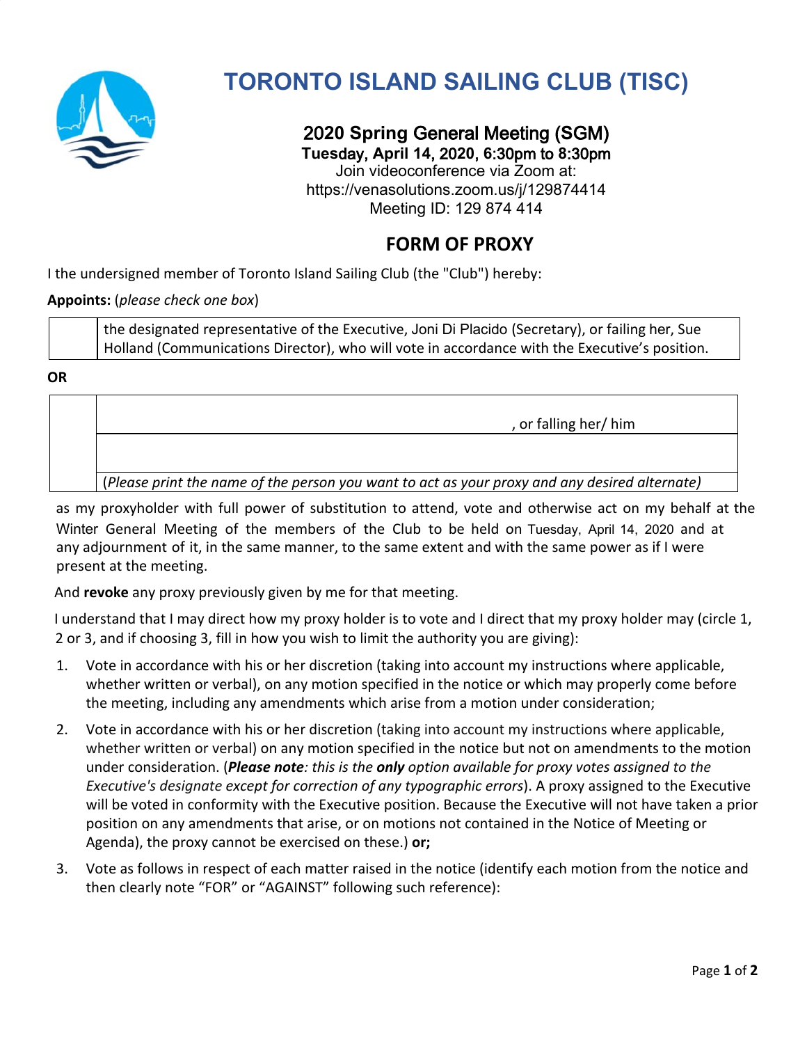# TORONTO ISLAND SAILING CLUB (TISC)

## 2020 Spring General Meeting (SGM)

**Tuesday, April 14, 2020, 6:30pm to 8:30pm**

Join videoconference via Zoom at:
https://venasolutions.zoom.us/j/129874414
Meeting ID: 129 874 414

## FORM OF PROXY

I the undersigned member of Toronto Island Sailing Club (the "Club") hereby:

**Appoints:** (*please check one box*)

| | |
|---|---|
| | the designated representative of the Executive, Joni Di Placido (Secretary), or failing her, Sue Holland (Communications Director), who will vote in accordance with the Executive's position. |

**OR**

| | |
|---|---|
| | , or falling her/ him |
| | |
| | (*Please print the name of the person you want to act as your proxy and any desired alternate*) |

as my proxyholder with full power of substitution to attend, vote and otherwise act on my behalf at the Winter General Meeting of the members of the Club to be held on Tuesday, April 14, 2020 and at any adjournment of it, in the same manner, to the same extent and with the same power as if I were present at the meeting.

And **revoke** any proxy previously given by me for that meeting.

I understand that I may direct how my proxy holder is to vote and I direct that my proxy holder may (circle 1, 2 or 3, and if choosing 3, fill in how you wish to limit the authority you are giving):

1. Vote in accordance with his or her discretion (taking into account my instructions where applicable, whether written or verbal), on any motion specified in the notice or which may properly come before the meeting, including any amendments which arise from a motion under consideration;
2. Vote in accordance with his or her discretion (taking into account my instructions where applicable, whether written or verbal) on any motion specified in the notice but not on amendments to the motion under consideration. (***Please note****: this is the* ***only*** *option available for proxy votes assigned to the Executive's designate except for correction of any typographic errors*). A proxy assigned to the Executive will be voted in conformity with the Executive position. Because the Executive will not have taken a prior position on any amendments that arise, or on motions not contained in the Notice of Meeting or Agenda), the proxy cannot be exercised on these.) **or;**
3. Vote as follows in respect of each matter raised in the notice (identify each motion from the notice and then clearly note "FOR" or "AGAINST" following such reference):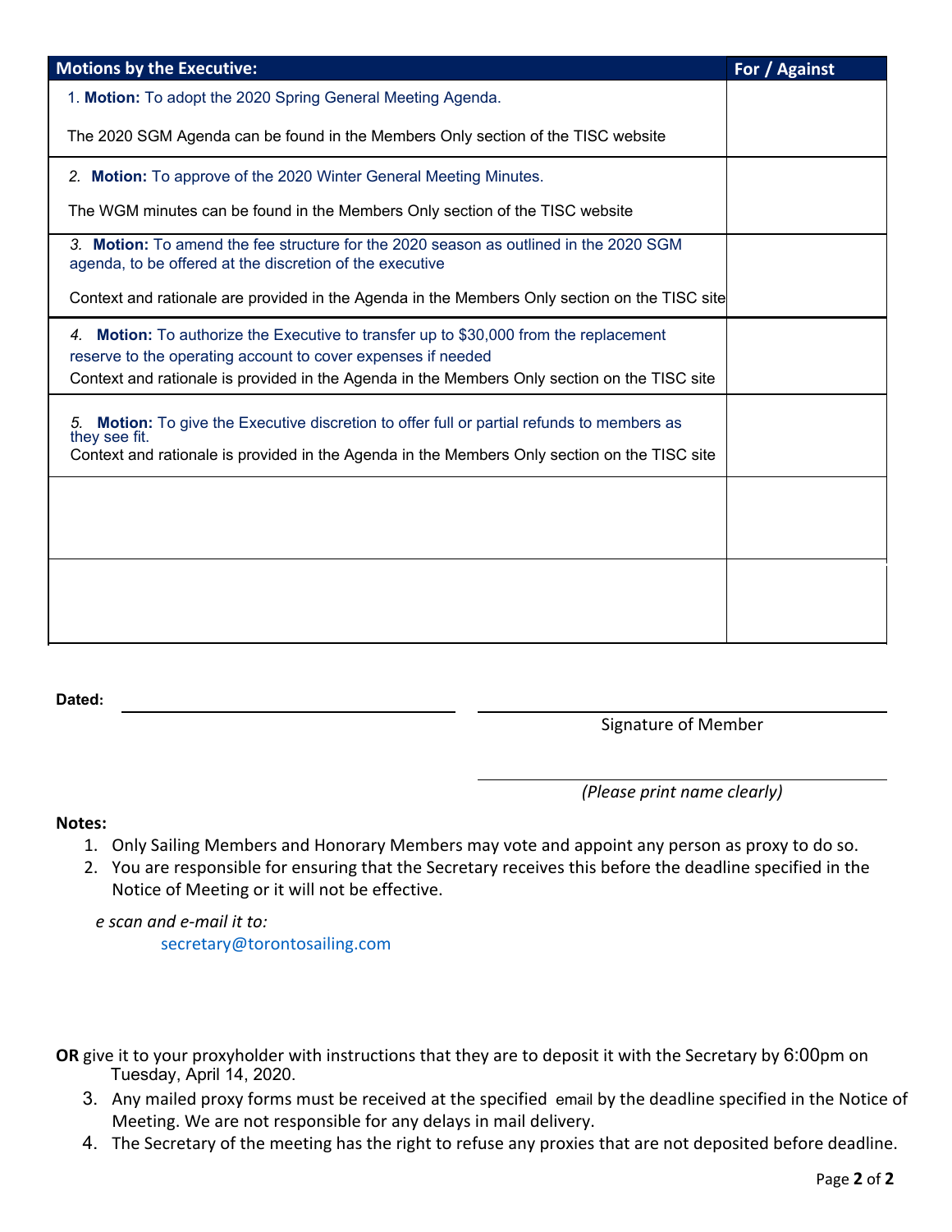| Motions by the Executive: | For / Against |
|---|---|
| 1. **Motion:** To adopt the 2020 Spring General Meeting Agenda.<br><br>The 2020 SGM Agenda can be found in the Members Only section of the TISC website | |
| *2.* **Motion:** To approve of the 2020 Winter General Meeting Minutes.<br><br>The WGM minutes can be found in the Members Only section of the TISC website | |
| *3.* **Motion:** To amend the fee structure for the 2020 season as outlined in the 2020 SGM agenda, to be offered at the discretion of the executive<br><br>Context and rationale are provided in the Agenda in the Members Only section on the TISC site | |
| *4.* **Motion:** To authorize the Executive to transfer up to $30,000 from the replacement reserve to the operating account to cover expenses if needed<br>Context and rationale is provided in the Agenda in the Members Only section on the TISC site | |
| *5.* **Motion:** To give the Executive discretion to offer full or partial refunds to members as they see fit.<br>Context and rationale is provided in the Agenda in the Members Only section on the TISC site | |
| | |
| | |

**Dated:** ______________________

______________________
Signature of Member

______________________
*(Please print name clearly)*

**Notes:**

1. Only Sailing Members and Honorary Members may vote and appoint any person as proxy to do so.
2. You are responsible for ensuring that the Secretary receives this before the deadline specified in the Notice of Meeting or it will not be effective.

*e scan and e-mail it to:*
secretary@torontosailing.com

**OR** give it to your proxyholder with instructions that they are to deposit it with the Secretary by 6:00pm on Tuesday, April 14, 2020.

3. Any mailed proxy forms must be received at the specified email by the deadline specified in the Notice of Meeting. We are not responsible for any delays in mail delivery.
4. The Secretary of the meeting has the right to refuse any proxies that are not deposited before deadline.